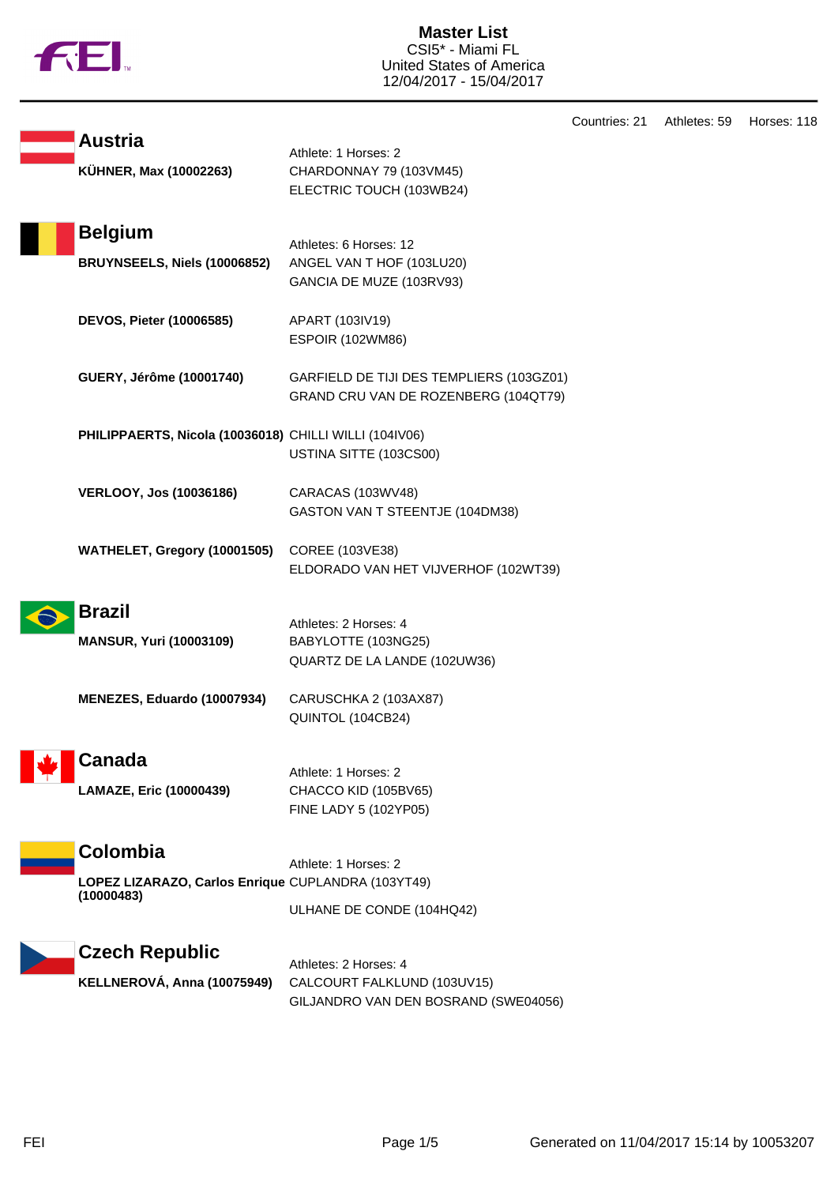# Master List

CSI5* - Miami FL
United States of America
12/04/2017 - 15/04/2017

Countries: 21 Athletes: 59 Horses: 118

## Austria

Athlete: 1 Horses: 2

**KÜHNER, Max (10002263)**
CHARDONNAY 79 (103VM45)
ELECTRIC TOUCH (103WB24)

## Belgium

Athletes: 6 Horses: 12

**BRUYNSEELS, Niels (10006852)**
ANGEL VAN T HOF (103LU20)
GANCIA DE MUZE (103RV93)

**DEVOS, Pieter (10006585)**
APART (103IV19)
ESPOIR (102WM86)

**GUERY, Jérôme (10001740)**
GARFIELD DE TIJI DES TEMPLIERS (103GZ01)
GRAND CRU VAN DE ROZENBERG (104QT79)

**PHILIPPAERTS, Nicola (10036018)**
CHILLI WILLI (104IV06)
USTINA SITTE (103CS00)

**VERLOOY, Jos (10036186)**
CARACAS (103WV48)
GASTON VAN T STEENTJE (104DM38)

**WATHELET, Gregory (10001505)**
COREE (103VE38)
ELDORADO VAN HET VIJVERHOF (102WT39)

## Brazil

Athletes: 2 Horses: 4

**MANSUR, Yuri (10003109)**
BABYLOTTE (103NG25)
QUARTZ DE LA LANDE (102UW36)

**MENEZES, Eduardo (10007934)**
CARUSCHKA 2 (103AX87)
QUINTOL (104CB24)

## Canada

Athlete: 1 Horses: 2

**LAMAZE, Eric (10000439)**
CHACCO KID (105BV65)
FINE LADY 5 (102YP05)

## Colombia

Athlete: 1 Horses: 2

**LOPEZ LIZARAZO, Carlos Enrique (10000483)**
CUPLANDRA (103YT49)
ULHANE DE CONDE (104HQ42)

## Czech Republic

Athletes: 2 Horses: 4

**KELLNEROVÁ, Anna (10075949)**
CALCOURT FALKLUND (103UV15)
GILJANDRO VAN DEN BOSRAND (SWE04056)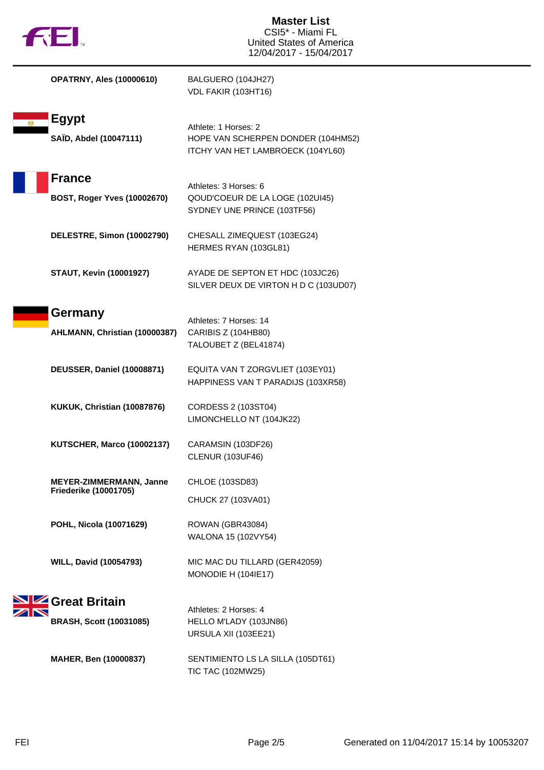| | |
|---|---|
| **OPATRNY, Ales (10000610)** | BALGUERO (104JH27)<br>VDL FAKIR (103HT16) |

## Egypt

Athlete: 1 Horses: 2

| | |
|---|---|
| **SAÏD, Abdel (10047111)** | HOPE VAN SCHERPEN DONDER (104HM52)<br>ITCHY VAN HET LAMBROECK (104YL60) |

## France

Athletes: 3 Horses: 6

| | |
|---|---|
| **BOST, Roger Yves (10002670)** | QOUD'COEUR DE LA LOGE (102UI45)<br>SYDNEY UNE PRINCE (103TF56) |
| **DELESTRE, Simon (10002790)** | CHESALL ZIMEQUEST (103EG24)<br>HERMES RYAN (103GL81) |
| **STAUT, Kevin (10001927)** | AYADE DE SEPTON ET HDC (103JC26)<br>SILVER DEUX DE VIRTON H D C (103UD07) |

## Germany

Athletes: 7 Horses: 14

| | |
|---|---|
| **AHLMANN, Christian (10000387)** | CARIBIS Z (104HB80)<br>TALOUBET Z (BEL41874) |
| **DEUSSER, Daniel (10008871)** | EQUITA VAN T ZORGVLIET (103EY01)<br>HAPPINESS VAN T PARADIJS (103XR58) |
| **KUKUK, Christian (10087876)** | CORDESS 2 (103ST04)<br>LIMONCHELLO NT (104JK22) |
| **KUTSCHER, Marco (10002137)** | CARAMSIN (103DF26)<br>CLENUR (103UF46) |
| **MEYER-ZIMMERMANN, Janne Friederike (10001705)** | CHLOE (103SD83)<br>CHUCK 27 (103VA01) |
| **POHL, Nicola (10071629)** | ROWAN (GBR43084)<br>WALONA 15 (102VY54) |
| **WILL, David (10054793)** | MIC MAC DU TILLARD (GER42059)<br>MONODIE H (104IE17) |

## Great Britain

Athletes: 2 Horses: 4

| | |
|---|---|
| **BRASH, Scott (10031085)** | HELLO M'LADY (103JN86)<br>URSULA XII (103EE21) |
| **MAHER, Ben (10000837)** | SENTIMIENTO LS LA SILLA (105DT61)<br>TIC TAC (102MW25) |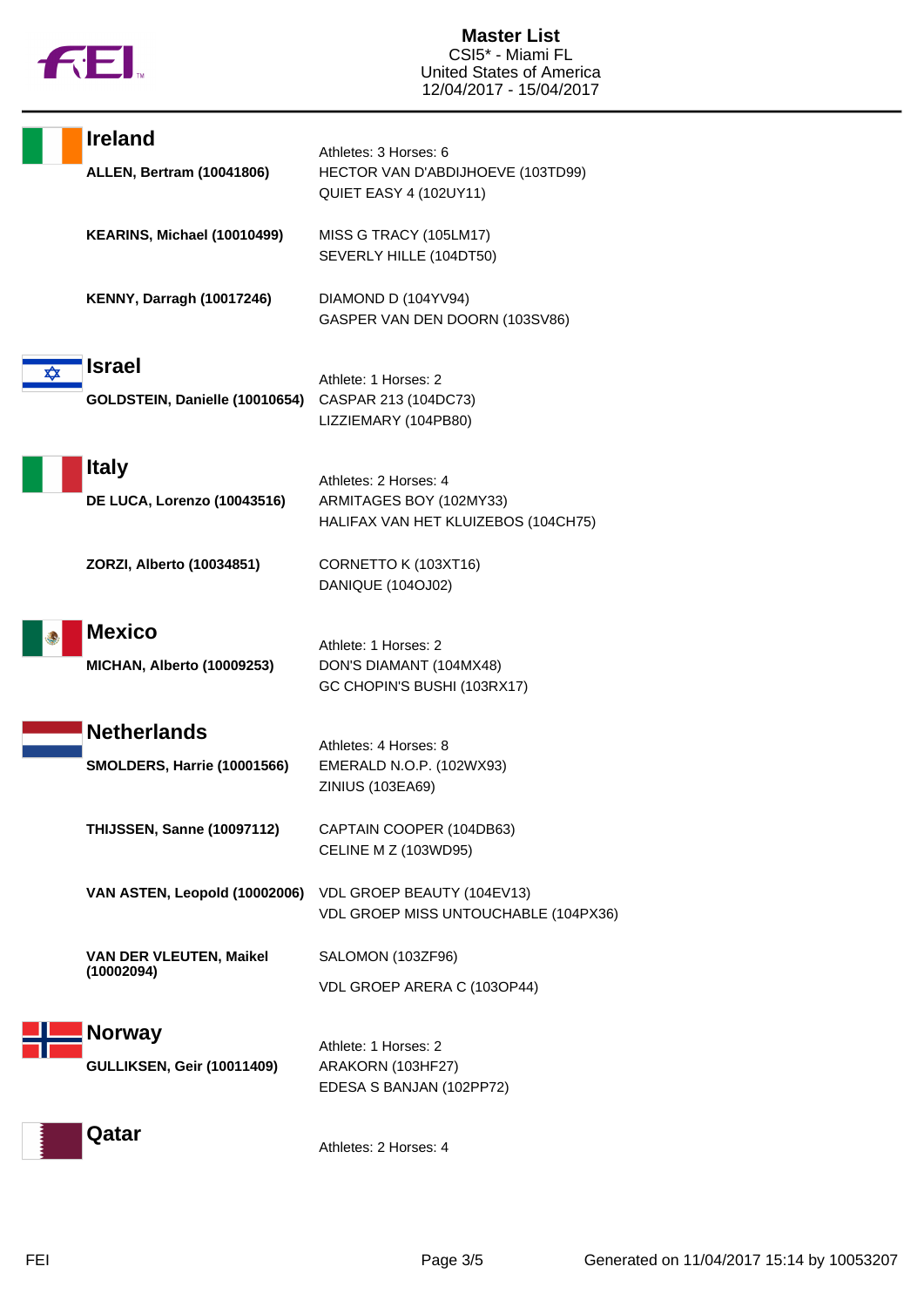# Master List

CSI5* - Miami FL
United States of America
12/04/2017 - 15/04/2017

## Ireland

Athletes: 3 Horses: 6

| Athlete | Horses |
|---|---|
| **ALLEN, Bertram (10041806)** | HECTOR VAN D'ABDIJHOEVE (103TD99) |
| | QUIET EASY 4 (102UY11) |
| **KEARINS, Michael (10010499)** | MISS G TRACY (105LM17) |
| | SEVERLY HILLE (104DT50) |
| **KENNY, Darragh (10017246)** | DIAMOND D (104YV94) |
| | GASPER VAN DEN DOORN (103SV86) |

## Israel

Athlete: 1 Horses: 2

| Athlete | Horses |
|---|---|
| **GOLDSTEIN, Danielle (10010654)** | CASPAR 213 (104DC73) |
| | LIZZIEMARY (104PB80) |

## Italy

Athletes: 2 Horses: 4

| Athlete | Horses |
|---|---|
| **DE LUCA, Lorenzo (10043516)** | ARMITAGES BOY (102MY33) |
| | HALIFAX VAN HET KLUIZEBOS (104CH75) |
| **ZORZI, Alberto (10034851)** | CORNETTO K (103XT16) |
| | DANIQUE (104OJ02) |

## Mexico

Athlete: 1 Horses: 2

| Athlete | Horses |
|---|---|
| **MICHAN, Alberto (10009253)** | DON'S DIAMANT (104MX48) |
| | GC CHOPIN'S BUSHI (103RX17) |

## Netherlands

Athletes: 4 Horses: 8

| Athlete | Horses |
|---|---|
| **SMOLDERS, Harrie (10001566)** | EMERALD N.O.P. (102WX93) |
| | ZINIUS (103EA69) |
| **THIJSSEN, Sanne (10097112)** | CAPTAIN COOPER (104DB63) |
| | CELINE M Z (103WD95) |
| **VAN ASTEN, Leopold (10002006)** | VDL GROEP BEAUTY (104EV13) |
| | VDL GROEP MISS UNTOUCHABLE (104PX36) |
| **VAN DER VLEUTEN, Maikel (10002094)** | SALOMON (103ZF96) |
| | VDL GROEP ARERA C (103OP44) |

## Norway

Athlete: 1 Horses: 2

| Athlete | Horses |
|---|---|
| **GULLIKSEN, Geir (10011409)** | ARAKORN (103HF27) |
| | EDESA S BANJAN (102PP72) |

## Qatar

Athletes: 2 Horses: 4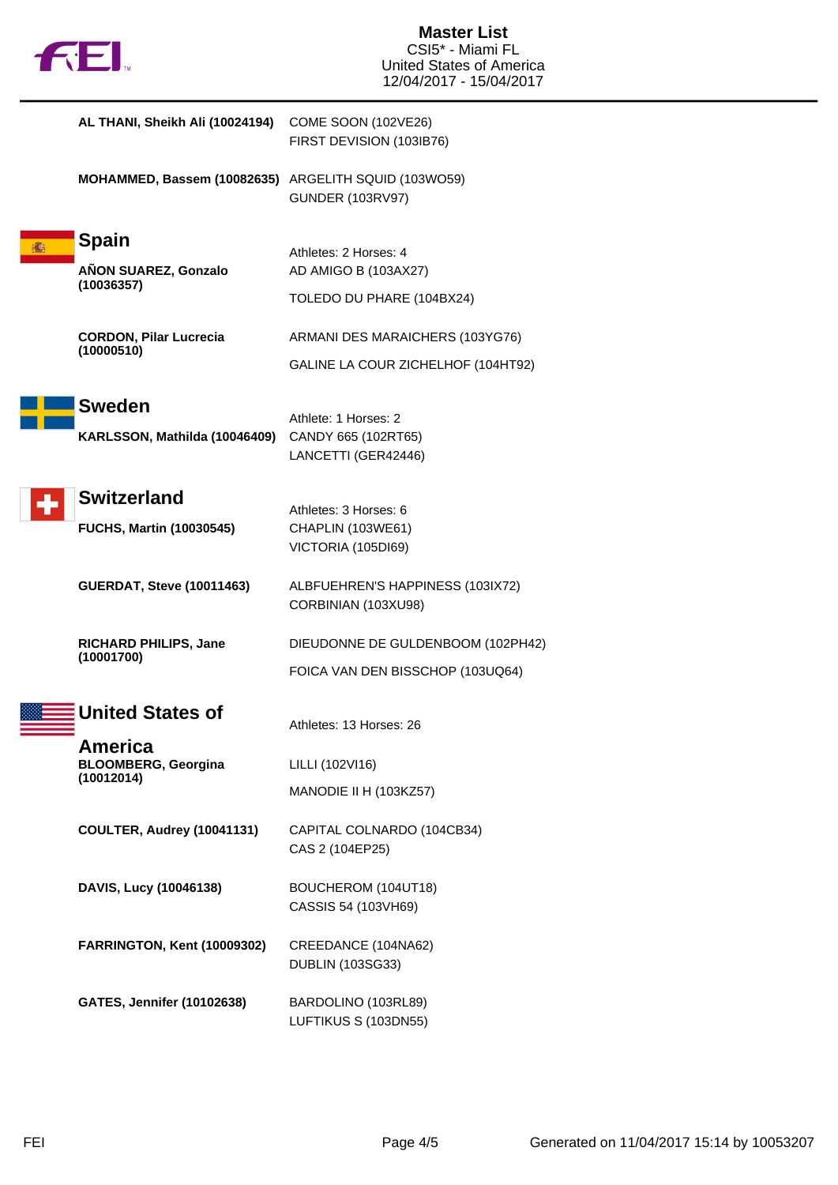**AL THANI, Sheikh Ali (10024194)**
COME SOON (102VE26)
FIRST DEVISION (103IB76)

**MOHAMMED, Bassem (10082635)**
ARGELITH SQUID (103WO59)
GUNDER (103RV97)

## Spain

Athletes: 2 Horses: 4

**AÑON SUAREZ, Gonzalo (10036357)**
AD AMIGO B (103AX27)
TOLEDO DU PHARE (104BX24)

**CORDON, Pilar Lucrecia (10000510)**
ARMANI DES MARAICHERS (103YG76)
GALINE LA COUR ZICHELHOF (104HT92)

## Sweden

Athlete: 1 Horses: 2

**KARLSSON, Mathilda (10046409)**
CANDY 665 (102RT65)
LANCETTI (GER42446)

## Switzerland

Athletes: 3 Horses: 6

**FUCHS, Martin (10030545)**
CHAPLIN (103WE61)
VICTORIA (105DI69)

**GUERDAT, Steve (10011463)**
ALBFUEHREN'S HAPPINESS (103IX72)
CORBINIAN (103XU98)

**RICHARD PHILIPS, Jane (10001700)**
DIEUDONNE DE GULDENBOOM (102PH42)
FOICA VAN DEN BISSCHOP (103UQ64)

## United States of America

Athletes: 13 Horses: 26

**BLOOMBERG, Georgina (10012014)**
LILLI (102VI16)
MANODIE II H (103KZ57)

**COULTER, Audrey (10041131)**
CAPITAL COLNARDO (104CB34)
CAS 2 (104EP25)

**DAVIS, Lucy (10046138)**
BOUCHEROM (104UT18)
CASSIS 54 (103VH69)

**FARRINGTON, Kent (10009302)**
CREEDANCE (104NA62)
DUBLIN (103SG33)

**GATES, Jennifer (10102638)**
BARDOLINO (103RL89)
LUFTIKUS S (103DN55)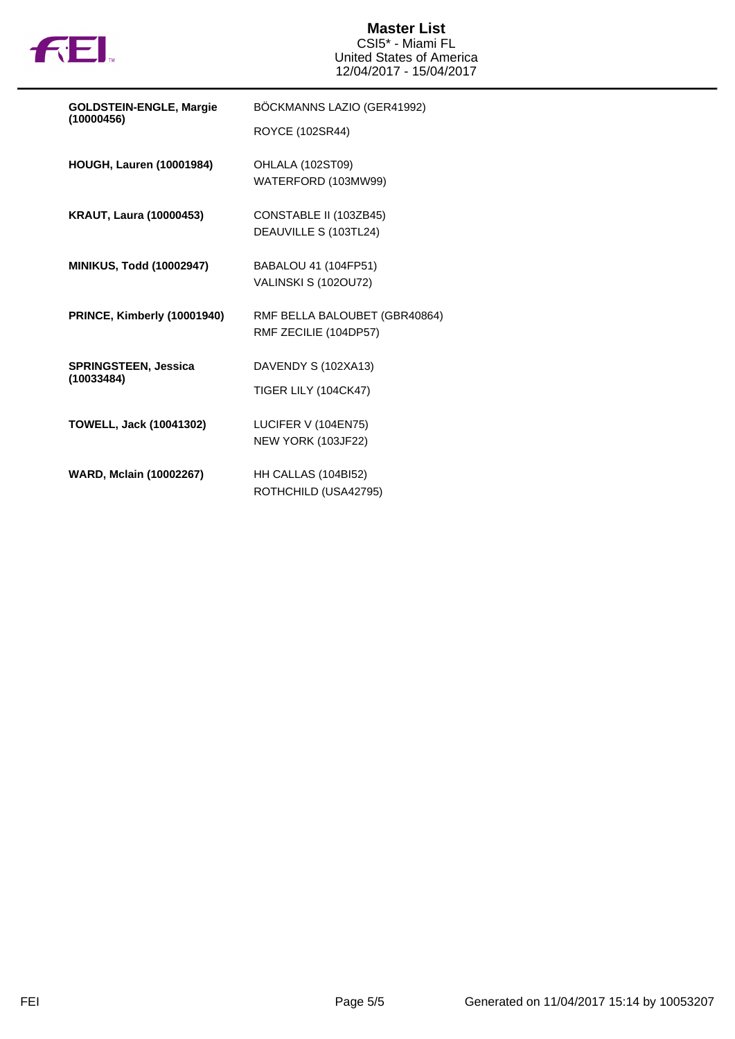| | |
|---|---|
| **GOLDSTEIN-ENGLE, Margie (10000456)** | BÖCKMANNS LAZIO (GER41992)<br>ROYCE (102SR44) |
| **HOUGH, Lauren (10001984)** | OHLALA (102ST09)<br>WATERFORD (103MW99) |
| **KRAUT, Laura (10000453)** | CONSTABLE II (103ZB45)<br>DEAUVILLE S (103TL24) |
| **MINIKUS, Todd (10002947)** | BABALOU 41 (104FP51)<br>VALINSKI S (102OU72) |
| **PRINCE, Kimberly (10001940)** | RMF BELLA BALOUBET (GBR40864)<br>RMF ZECILIE (104DP57) |
| **SPRINGSTEEN, Jessica (10033484)** | DAVENDY S (102XA13)<br>TIGER LILY (104CK47) |
| **TOWELL, Jack (10041302)** | LUCIFER V (104EN75)<br>NEW YORK (103JF22) |
| **WARD, Mclain (10002267)** | HH CALLAS (104BI52)<br>ROTHCHILD (USA42795) |